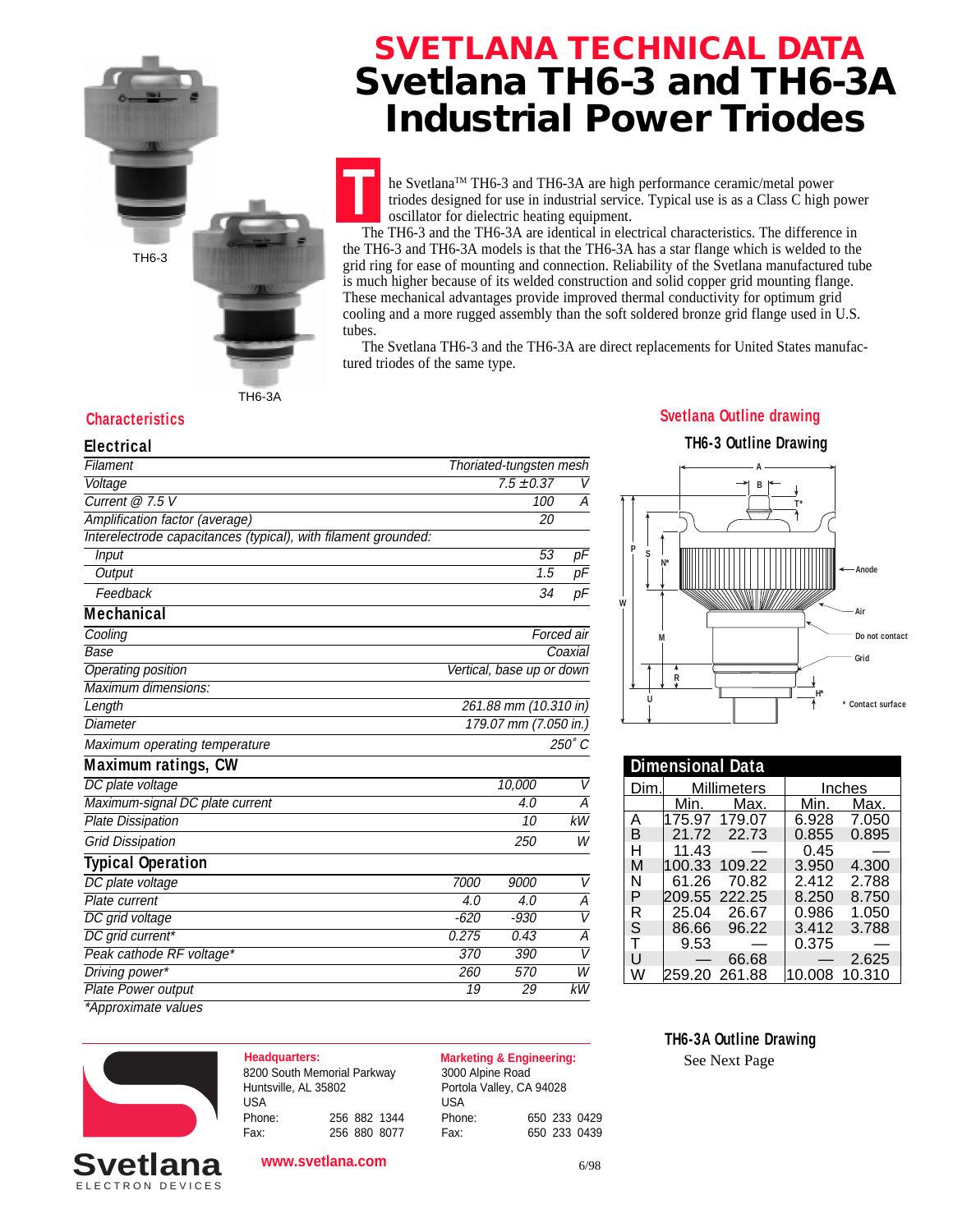# SVETLANA TECHNICAL DATA
# Svetlana TH6-3 and TH6-3A Industrial Power Triodes

TH6-3

TH6-3A

The Svetlana™ TH6-3 and TH6-3A are high performance ceramic/metal power triodes designed for use in industrial service. Typical use is as a Class C high power oscillator for dielectric heating equipment.

The TH6-3 and the TH6-3A are identical in electrical characteristics. The difference in the TH6-3 and TH6-3A models is that the TH6-3A has a star flange which is welded to the grid ring for ease of mounting and connection. Reliability of the Svetlana manufactured tube is much higher because of its welded construction and solid copper grid mounting flange. These mechanical advantages provide improved thermal conductivity for optimum grid cooling and a more rugged assembly than the soft soldered bronze grid flange used in U.S. tubes.

The Svetlana TH6-3 and the TH6-3A are direct replacements for United States manufactured triodes of the same type.

## Characteristics

### Electrical

| | | |
|---|---|---|
| *Filament* | *Thoriated-tungsten mesh* | |
| *Voltage* | *7.5 ±0.37* | *V* |
| *Current @ 7.5 V* | *100* | *A* |
| *Amplification factor (average)* | *20* | |
| *Interelectrode capacitances (typical), with filament grounded:* | | |
| *Input* | *53* | *pF* |
| *Output* | *1.5* | *pF* |
| *Feedback* | *34* | *pF* |

### Mechanical

| | |
|---|---|
| *Cooling* | *Forced air* |
| *Base* | *Coaxial* |
| *Operating position* | *Vertical, base up or down* |
| *Maximum dimensions:* | |
| *Length* | *261.88 mm (10.310 in)* |
| *Diameter* | *179.07 mm (7.050 in.)* |
| *Maximum operating temperature* | *250˚ C* |

### Maximum ratings, CW

| | | |
|---|---|---|
| *DC plate voltage* | *10,000* | *V* |
| *Maximum-signal DC plate current* | *4.0* | *A* |
| *Plate Dissipation* | *10* | *kW* |
| *Grid Dissipation* | *250* | *W* |

### Typical Operation

| | | | |
|---|---|---|---|
| *DC plate voltage* | *7000* | *9000* | *V* |
| *Plate current* | *4.0* | *4.0* | *A* |
| *DC grid voltage* | *-620* | *-930* | *V* |
| *DC grid current** | *0.275* | *0.43* | *A* |
| *Peak cathode RF voltage** | *370* | *390* | *V* |
| *Driving power** | *260* | *570* | *W* |
| *Plate Power output* | *19* | *29* | *kW* |

*\*Approximate values*

## Svetlana Outline drawing

### TH6-3 Outline Drawing

Anode — Air — Do not contact — Grid — * Contact surface

### Dimensional Data

| Dim. | Millimeters | | Inches | |
|---|---|---|---|---|
| | Min. | Max. | Min. | Max. |
| A | 175.97 | 179.07 | 6.928 | 7.050 |
| B | 21.72 | 22.73 | 0.855 | 0.895 |
| H | 11.43 | — | 0.45 | — |
| M | 100.33 | 109.22 | 3.950 | 4.300 |
| N | 61.26 | 70.82 | 2.412 | 2.788 |
| P | 209.55 | 222.25 | 8.250 | 8.750 |
| R | 25.04 | 26.67 | 0.986 | 1.050 |
| S | 86.66 | 96.22 | 3.412 | 3.788 |
| T | 9.53 | — | 0.375 | — |
| U | — | 66.68 | — | 2.625 |
| W | 259.20 | 261.88 | 10.008 | 10.310 |

### TH6-3A Outline Drawing

See Next Page

**Headquarters:**
8200 South Memorial Parkway
Huntsville, AL 35802
USA
Phone: 256 882 1344
Fax: 256 880 8077

**Marketing & Engineering:**
3000 Alpine Road
Portola Valley, CA 94028
USA
Phone: 650 233 0429
Fax: 650 233 0439

Svetlana ELECTRON DEVICES

www.svetlana.com

6/98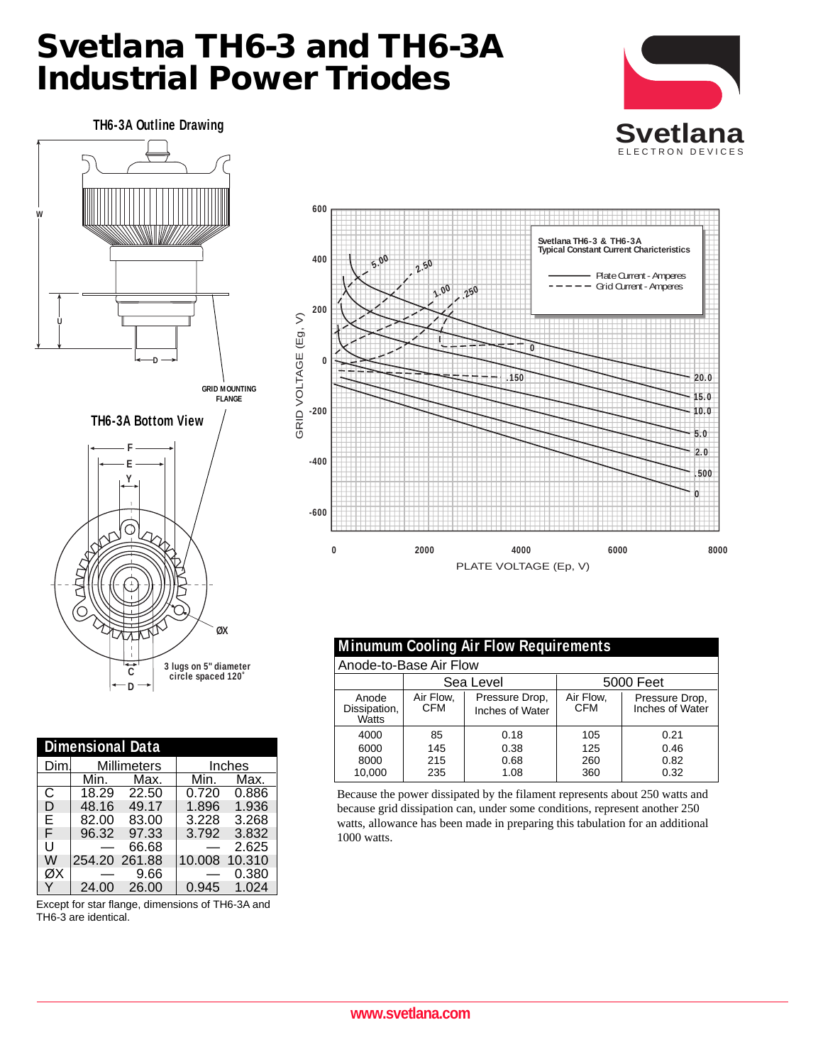# Svetlana TH6-3 and TH6-3A Industrial Power Triodes

Svetlana
ELECTRON DEVICES

**TH6-3A Outline Drawing**

W

U

D

GRID MOUNTING FLANGE

**TH6-3A Bottom View**

F

E

Y

ØX

C

D

3 lugs on 5" diameter circle spaced 120˚

Svetlana TH6-3 & TH6-3A
Typical Constant Current Charicteristics

Plate Current - Amperes
Grid Current - Amperes

GRID VOLTAGE (Eg, V)

PLATE VOLTAGE (Ep, V)

600
400
200
0
-200
-400
-600

0
2000
4000
6000
8000

5.00
2.50
1.00
.250
0
.150
20.0
15.0
10.0
5.0
2.0
.500
0

## Dimensional Data

| Dim. | Millimeters | | Inches | |
|---|---|---|---|---|
| | Min. | Max. | Min. | Max. |
| C | 18.29 | 22.50 | 0.720 | 0.886 |
| D | 48.16 | 49.17 | 1.896 | 1.936 |
| E | 82.00 | 83.00 | 3.228 | 3.268 |
| F | 96.32 | 97.33 | 3.792 | 3.832 |
| U | — | 66.68 | — | 2.625 |
| W | 254.20 | 261.88 | 10.008 | 10.310 |
| ØX | — | 9.66 | — | 0.380 |
| Y | 24.00 | 26.00 | 0.945 | 1.024 |

Except for star flange, dimensions of TH6-3A and TH6-3 are identical.

## Minumum Cooling Air Flow Requirements

Anode-to-Base Air Flow

| | Sea Level | | 5000 Feet | |
|---|---|---|---|---|
| Anode Dissipation, Watts | Air Flow, CFM | Pressure Drop, Inches of Water | Air Flow, CFM | Pressure Drop, Inches of Water |
| 4000 | 85 | 0.18 | 105 | 0.21 |
| 6000 | 145 | 0.38 | 125 | 0.46 |
| 8000 | 215 | 0.68 | 260 | 0.82 |
| 10,000 | 235 | 1.08 | 360 | 0.32 |

Because the power dissipated by the filament represents about 250 watts and because grid dissipation can, under some conditions, represent another 250 watts, allowance has been made in preparing this tabulation for an additional 1000 watts.

www.svetlana.com